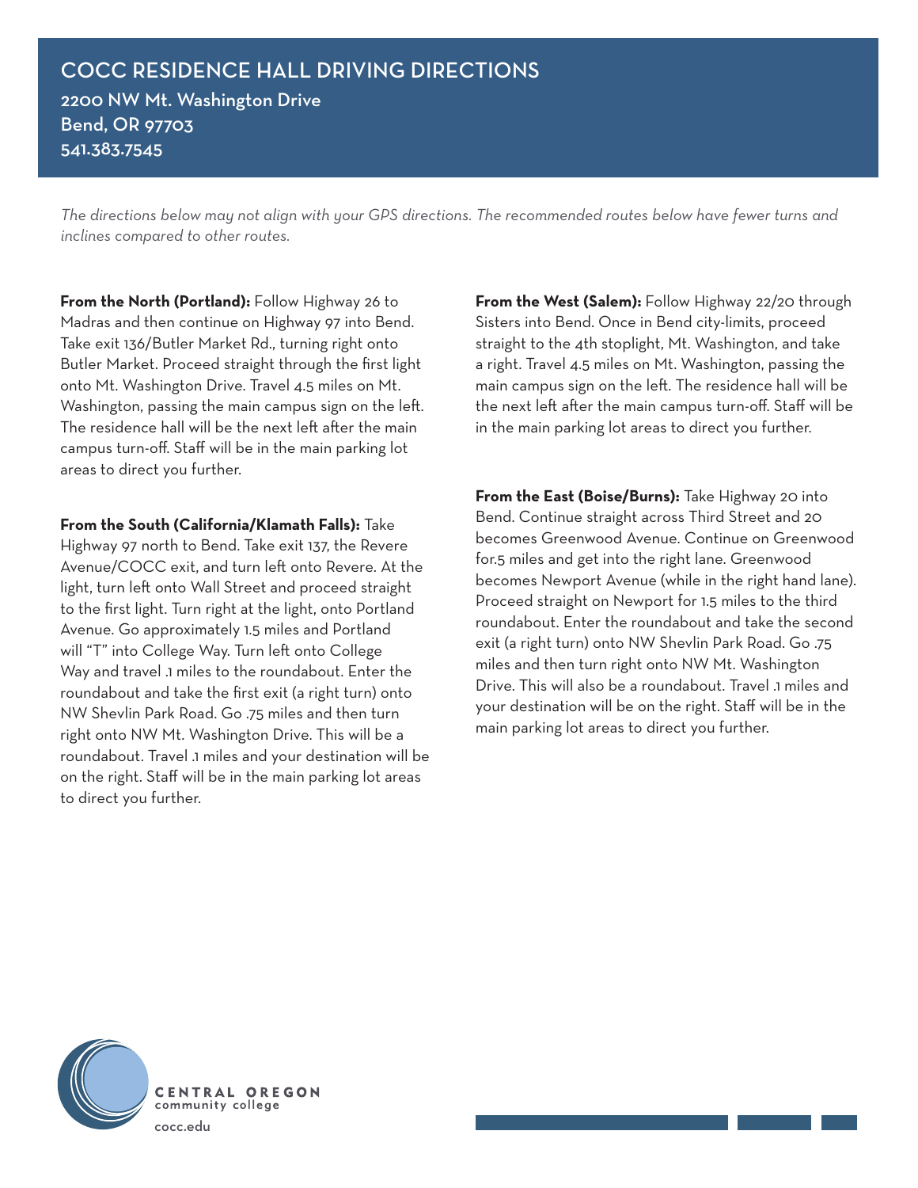# COCC RESIDENCE HALL DRIVING DIRECTIONS

**2200 NW Mt. Washington Drive**
**Bend, OR 97703**
**541.383.7545**

*The directions below may not align with your GPS directions. The recommended routes below have fewer turns and inclines compared to other routes.*

**From the North (Portland):** Follow Highway 26 to Madras and then continue on Highway 97 into Bend. Take exit 136/Butler Market Rd., turning right onto Butler Market. Proceed straight through the first light onto Mt. Washington Drive. Travel 4.5 miles on Mt. Washington, passing the main campus sign on the left. The residence hall will be the next left after the main campus turn-off. Staff will be in the main parking lot areas to direct you further.

**From the South (California/Klamath Falls):** Take Highway 97 north to Bend. Take exit 137, the Revere Avenue/COCC exit, and turn left onto Revere. At the light, turn left onto Wall Street and proceed straight to the first light. Turn right at the light, onto Portland Avenue. Go approximately 1.5 miles and Portland will "T" into College Way. Turn left onto College Way and travel .1 miles to the roundabout. Enter the roundabout and take the first exit (a right turn) onto NW Shevlin Park Road. Go .75 miles and then turn right onto NW Mt. Washington Drive. This will be a roundabout. Travel .1 miles and your destination will be on the right. Staff will be in the main parking lot areas to direct you further.

**From the West (Salem):** Follow Highway 22/20 through Sisters into Bend. Once in Bend city-limits, proceed straight to the 4th stoplight, Mt. Washington, and take a right. Travel 4.5 miles on Mt. Washington, passing the main campus sign on the left. The residence hall will be the next left after the main campus turn-off. Staff will be in the main parking lot areas to direct you further.

**From the East (Boise/Burns):** Take Highway 20 into Bend. Continue straight across Third Street and 20 becomes Greenwood Avenue. Continue on Greenwood for.5 miles and get into the right lane. Greenwood becomes Newport Avenue (while in the right hand lane). Proceed straight on Newport for 1.5 miles to the third roundabout. Enter the roundabout and take the second exit (a right turn) onto NW Shevlin Park Road. Go .75 miles and then turn right onto NW Mt. Washington Drive. This will also be a roundabout. Travel .1 miles and your destination will be on the right. Staff will be in the main parking lot areas to direct you further.

CENTRAL OREGON community college
cocc.edu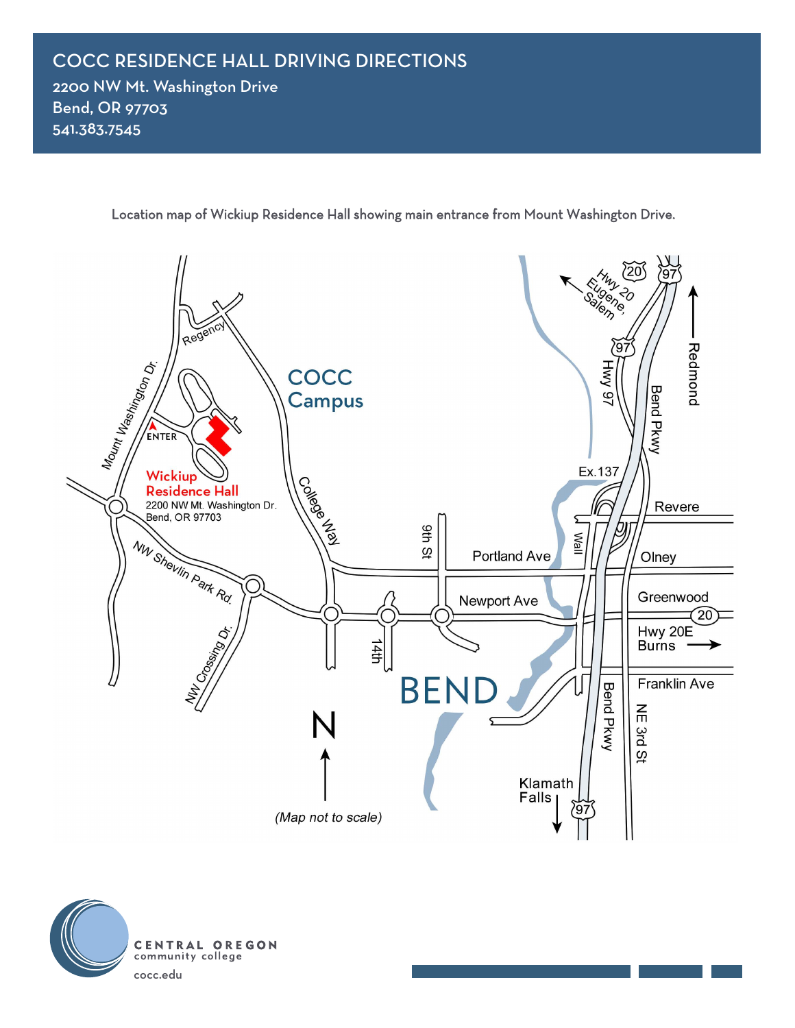# COCC RESIDENCE HALL DRIVING DIRECTIONS

2200 NW Mt. Washington Drive
Bend, OR 97703
541.383.7545

Location map of Wickiup Residence Hall showing main entrance from Mount Washington Drive.

COCC Campus

Wickiup Residence Hall
2200 NW Mt. Washington Dr.
Bend, OR 97703

ENTER

Mount Washington Dr.
Regency
College Way
NW Shevlin Park Rd.
NW Crossing Dr.
14th
9th St
Portland Ave
Newport Ave
Wall
Ex.137
Revere
Olney
Greenwood
20
Hwy 20E
Burns
Franklin Ave
Bend Pkwy
NE 3rd St
Hwy 97
97
20
Hwy 20
Eugene,
Salem
Redmond
Klamath Falls
BEND
N
(Map not to scale)

CENTRAL OREGON
community college
cocc.edu